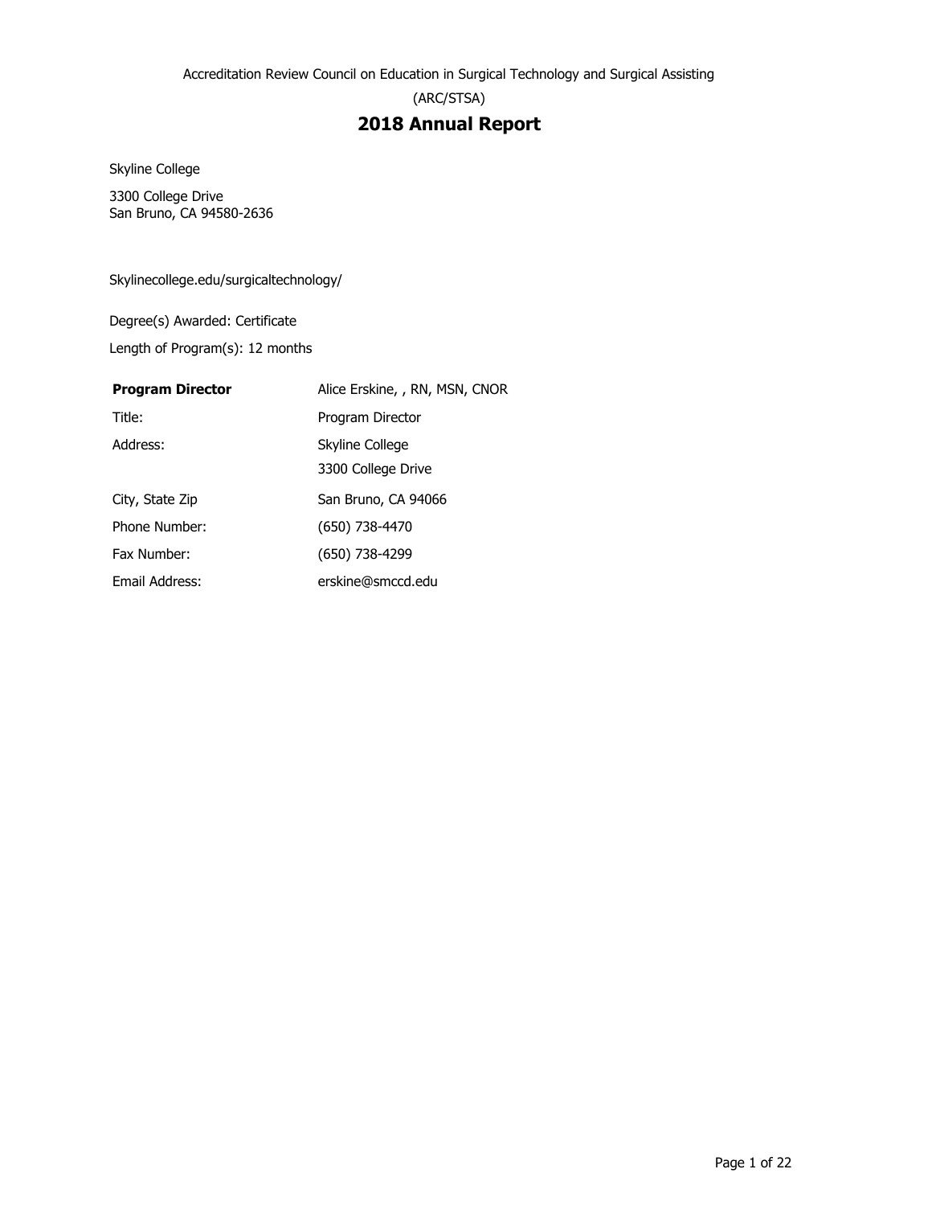Accreditation Review Council on Education in Surgical Technology and Surgical Assisting

(ARC/STSA)

# 2018 Annual Report

Skyline College

3300 College Drive
San Bruno, CA 94580-2636

Skylinecollege.edu/surgicaltechnology/

Degree(s) Awarded: Certificate

Length of Program(s): 12 months

| **Program Director** | Alice Erskine, , RN, MSN, CNOR |
|---|---|
| Title: | Program Director |
| Address: | Skyline College<br>3300 College Drive |
| City, State Zip | San Bruno, CA 94066 |
| Phone Number: | (650) 738-4470 |
| Fax Number: | (650) 738-4299 |
| Email Address: | erskine@smccd.edu |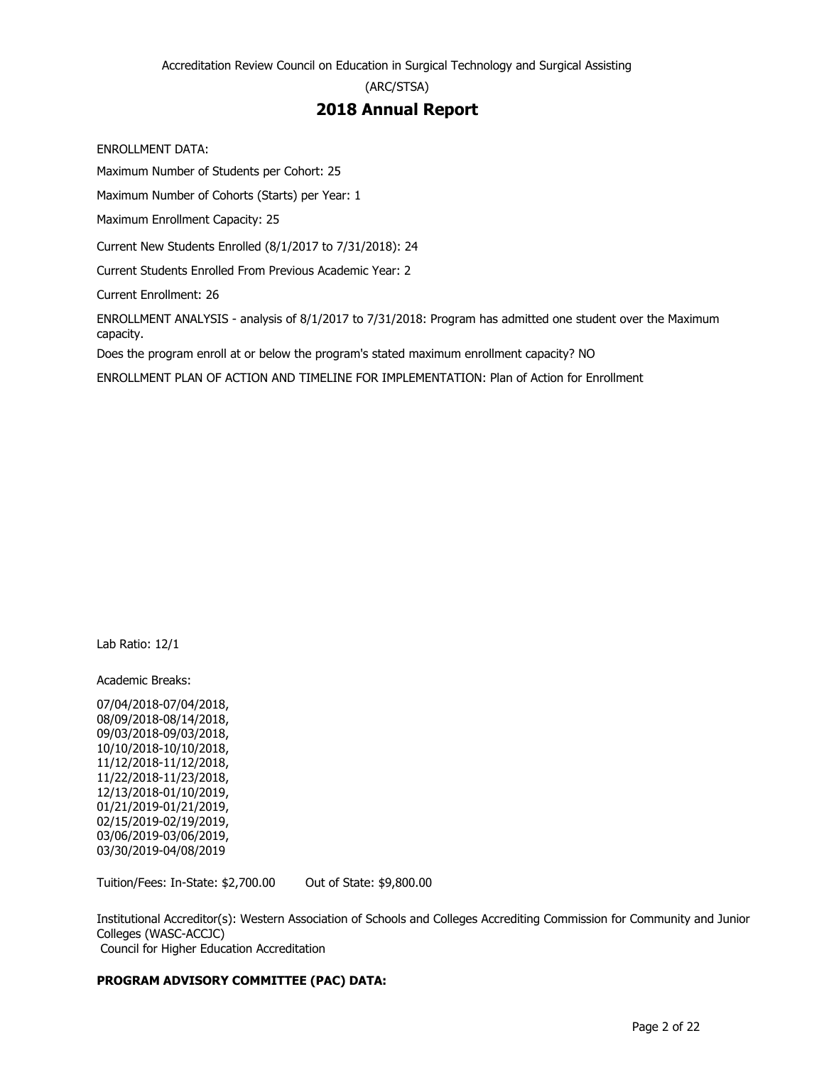Accreditation Review Council on Education in Surgical Technology and Surgical Assisting

(ARC/STSA)

# 2018 Annual Report

ENROLLMENT DATA:

Maximum Number of Students per Cohort: 25

Maximum Number of Cohorts (Starts) per Year: 1

Maximum Enrollment Capacity: 25

Current New Students Enrolled (8/1/2017 to 7/31/2018): 24

Current Students Enrolled From Previous Academic Year: 2

Current Enrollment: 26

ENROLLMENT ANALYSIS - analysis of 8/1/2017 to 7/31/2018: Program has admitted one student over the Maximum capacity.

Does the program enroll at or below the program's stated maximum enrollment capacity? NO

ENROLLMENT PLAN OF ACTION AND TIMELINE FOR IMPLEMENTATION: Plan of Action for Enrollment

Lab Ratio: 12/1

Academic Breaks:

07/04/2018-07/04/2018,
08/09/2018-08/14/2018,
09/03/2018-09/03/2018,
10/10/2018-10/10/2018,
11/12/2018-11/12/2018,
11/22/2018-11/23/2018,
12/13/2018-01/10/2019,
01/21/2019-01/21/2019,
02/15/2019-02/19/2019,
03/06/2019-03/06/2019,
03/30/2019-04/08/2019

Tuition/Fees: In-State: $2,700.00 Out of State: $9,800.00

Institutional Accreditor(s): Western Association of Schools and Colleges Accrediting Commission for Community and Junior Colleges (WASC-ACCJC)
Council for Higher Education Accreditation

**PROGRAM ADVISORY COMMITTEE (PAC) DATA:**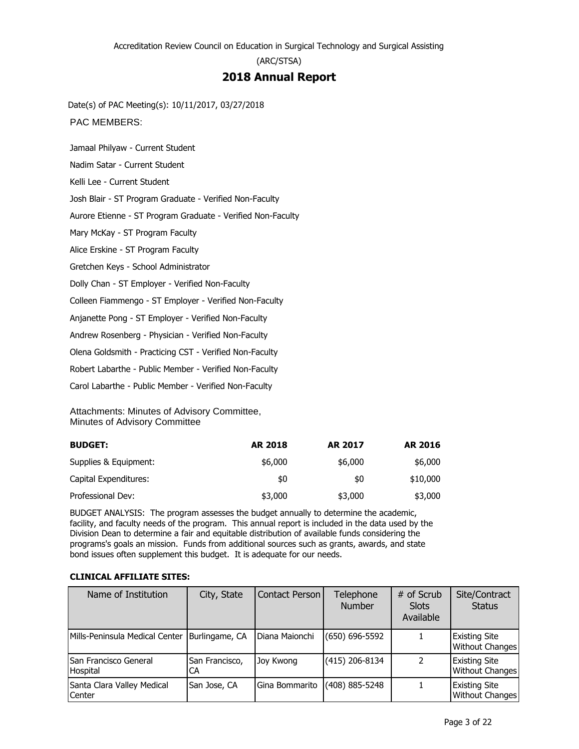Accreditation Review Council on Education in Surgical Technology and Surgical Assisting

(ARC/STSA)

# 2018 Annual Report

Date(s) of PAC Meeting(s): 10/11/2017, 03/27/2018

PAC MEMBERS:

Jamaal Philyaw - Current Student

Nadim Satar - Current Student

Kelli Lee - Current Student

Josh Blair - ST Program Graduate - Verified Non-Faculty

Aurore Etienne - ST Program Graduate - Verified Non-Faculty

Mary McKay - ST Program Faculty

Alice Erskine - ST Program Faculty

Gretchen Keys - School Administrator

Dolly Chan - ST Employer - Verified Non-Faculty

Colleen Fiammengo - ST Employer - Verified Non-Faculty

Anjanette Pong - ST Employer - Verified Non-Faculty

Andrew Rosenberg - Physician - Verified Non-Faculty

Olena Goldsmith - Practicing CST - Verified Non-Faculty

Robert Labarthe - Public Member - Verified Non-Faculty

Carol Labarthe - Public Member - Verified Non-Faculty

Attachments: Minutes of Advisory Committee,
Minutes of Advisory Committee

| **BUDGET:** | **AR 2018** | **AR 2017** | **AR 2016** |
|---|---|---|---|
| Supplies & Equipment: | $6,000 | $6,000 | $6,000 |
| Capital Expenditures: | $0 | $0 | $10,000 |
| Professional Dev: | $3,000 | $3,000 | $3,000 |

BUDGET ANALYSIS: The program assesses the budget annually to determine the academic, facility, and faculty needs of the program. This annual report is included in the data used by the Division Dean to determine a fair and equitable distribution of available funds considering the programs's goals an mission. Funds from additional sources such as grants, awards, and state bond issues often supplement this budget. It is adequate for our needs.

**CLINICAL AFFILIATE SITES:**

| Name of Institution | City, State | Contact Person | Telephone Number | # of Scrub Slots Available | Site/Contract Status |
|---|---|---|---|---|---|
| Mills-Peninsula Medical Center | Burlingame, CA | Diana Maionchi | (650) 696-5592 | 1 | Existing Site Without Changes |
| San Francisco General Hospital | San Francisco, CA | Joy Kwong | (415) 206-8134 | 2 | Existing Site Without Changes |
| Santa Clara Valley Medical Center | San Jose, CA | Gina Bommarito | (408) 885-5248 | 1 | Existing Site Without Changes |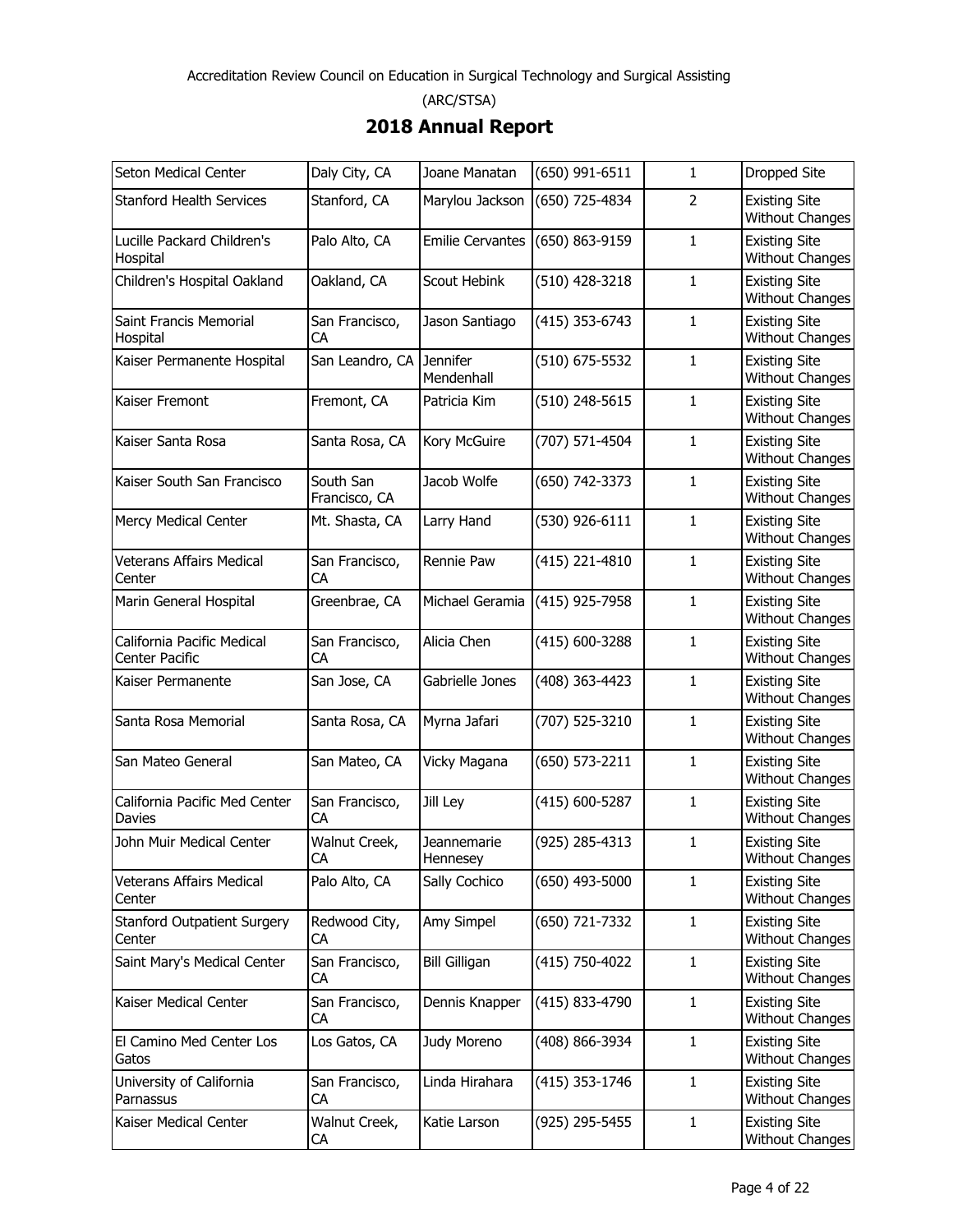Accreditation Review Council on Education in Surgical Technology and Surgical Assisting

(ARC/STSA)

# 2018 Annual Report

| | | | | | |
|---|---|---|---|---|---|
| Seton Medical Center | Daly City, CA | Joane Manatan | (650) 991-6511 | 1 | Dropped Site |
| Stanford Health Services | Stanford, CA | Marylou Jackson | (650) 725-4834 | 2 | Existing Site Without Changes |
| Lucille Packard Children's Hospital | Palo Alto, CA | Emilie Cervantes | (650) 863-9159 | 1 | Existing Site Without Changes |
| Children's Hospital Oakland | Oakland, CA | Scout Hebink | (510) 428-3218 | 1 | Existing Site Without Changes |
| Saint Francis Memorial Hospital | San Francisco, CA | Jason Santiago | (415) 353-6743 | 1 | Existing Site Without Changes |
| Kaiser Permanente Hospital | San Leandro, CA | Jennifer Mendenhall | (510) 675-5532 | 1 | Existing Site Without Changes |
| Kaiser Fremont | Fremont, CA | Patricia Kim | (510) 248-5615 | 1 | Existing Site Without Changes |
| Kaiser Santa Rosa | Santa Rosa, CA | Kory McGuire | (707) 571-4504 | 1 | Existing Site Without Changes |
| Kaiser South San Francisco | South San Francisco, CA | Jacob Wolfe | (650) 742-3373 | 1 | Existing Site Without Changes |
| Mercy Medical Center | Mt. Shasta, CA | Larry Hand | (530) 926-6111 | 1 | Existing Site Without Changes |
| Veterans Affairs Medical Center | San Francisco, CA | Rennie Paw | (415) 221-4810 | 1 | Existing Site Without Changes |
| Marin General Hospital | Greenbrae, CA | Michael Geramia | (415) 925-7958 | 1 | Existing Site Without Changes |
| California Pacific Medical Center Pacific | San Francisco, CA | Alicia Chen | (415) 600-3288 | 1 | Existing Site Without Changes |
| Kaiser Permanente | San Jose, CA | Gabrielle Jones | (408) 363-4423 | 1 | Existing Site Without Changes |
| Santa Rosa Memorial | Santa Rosa, CA | Myrna Jafari | (707) 525-3210 | 1 | Existing Site Without Changes |
| San Mateo General | San Mateo, CA | Vicky Magana | (650) 573-2211 | 1 | Existing Site Without Changes |
| California Pacific Med Center Davies | San Francisco, CA | Jill Ley | (415) 600-5287 | 1 | Existing Site Without Changes |
| John Muir Medical Center | Walnut Creek, CA | Jeannemarie Hennesey | (925) 285-4313 | 1 | Existing Site Without Changes |
| Veterans Affairs Medical Center | Palo Alto, CA | Sally Cochico | (650) 493-5000 | 1 | Existing Site Without Changes |
| Stanford Outpatient Surgery Center | Redwood City, CA | Amy Simpel | (650) 721-7332 | 1 | Existing Site Without Changes |
| Saint Mary's Medical Center | San Francisco, CA | Bill Gilligan | (415) 750-4022 | 1 | Existing Site Without Changes |
| Kaiser Medical Center | San Francisco, CA | Dennis Knapper | (415) 833-4790 | 1 | Existing Site Without Changes |
| El Camino Med Center Los Gatos | Los Gatos, CA | Judy Moreno | (408) 866-3934 | 1 | Existing Site Without Changes |
| University of California Parnassus | San Francisco, CA | Linda Hirahara | (415) 353-1746 | 1 | Existing Site Without Changes |
| Kaiser Medical Center | Walnut Creek, CA | Katie Larson | (925) 295-5455 | 1 | Existing Site Without Changes |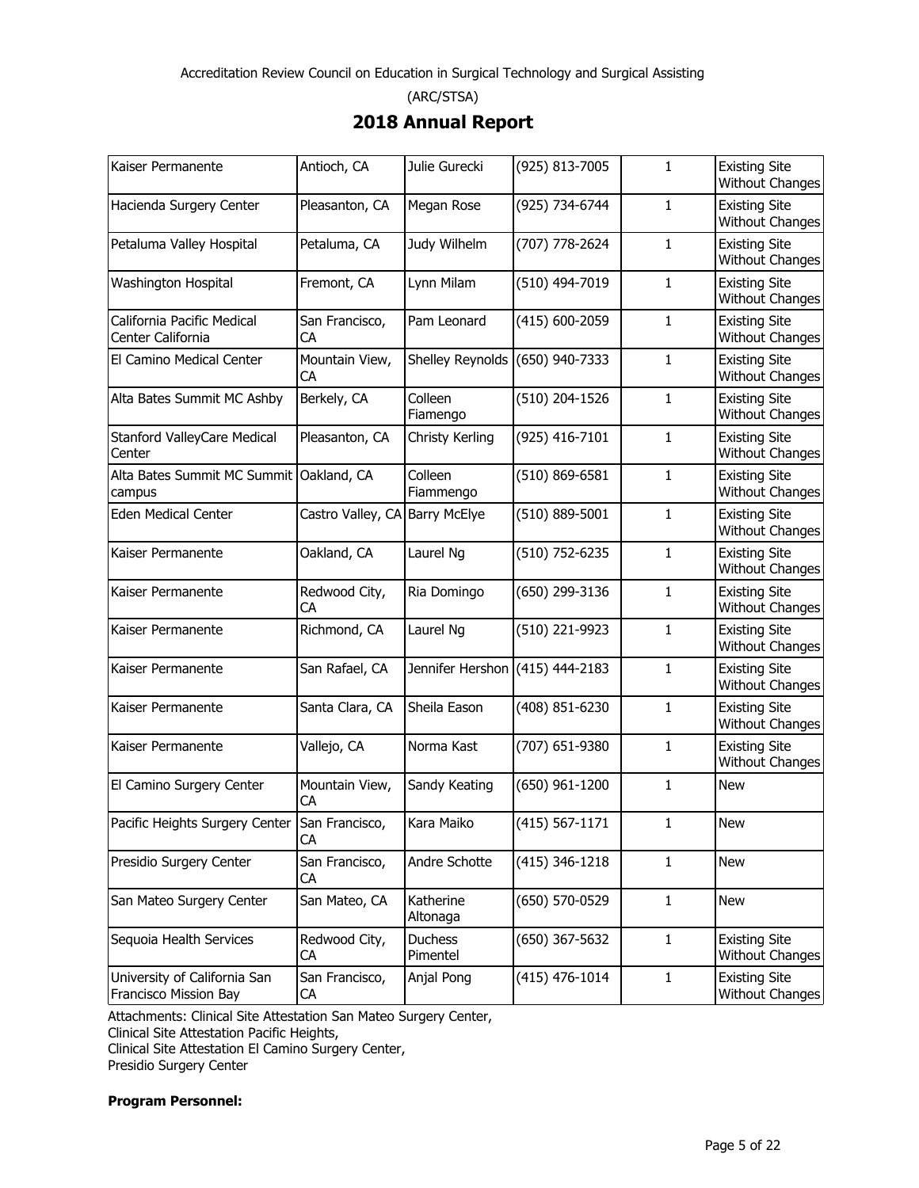| Kaiser Permanente | Antioch, CA | Julie Gurecki | (925) 813-7005 | 1 | Existing Site Without Changes |
|---|---|---|---|---|---|
| Hacienda Surgery Center | Pleasanton, CA | Megan Rose | (925) 734-6744 | 1 | Existing Site Without Changes |
| Petaluma Valley Hospital | Petaluma, CA | Judy Wilhelm | (707) 778-2624 | 1 | Existing Site Without Changes |
| Washington Hospital | Fremont, CA | Lynn Milam | (510) 494-7019 | 1 | Existing Site Without Changes |
| California Pacific Medical Center California | San Francisco, CA | Pam Leonard | (415) 600-2059 | 1 | Existing Site Without Changes |
| El Camino Medical Center | Mountain View, CA | Shelley Reynolds | (650) 940-7333 | 1 | Existing Site Without Changes |
| Alta Bates Summit MC Ashby | Berkely, CA | Colleen Fiamengo | (510) 204-1526 | 1 | Existing Site Without Changes |
| Stanford ValleyCare Medical Center | Pleasanton, CA | Christy Kerling | (925) 416-7101 | 1 | Existing Site Without Changes |
| Alta Bates Summit MC Summit campus | Oakland, CA | Colleen Fiammengo | (510) 869-6581 | 1 | Existing Site Without Changes |
| Eden Medical Center | Castro Valley, CA | Barry McElye | (510) 889-5001 | 1 | Existing Site Without Changes |
| Kaiser Permanente | Oakland, CA | Laurel Ng | (510) 752-6235 | 1 | Existing Site Without Changes |
| Kaiser Permanente | Redwood City, CA | Ria Domingo | (650) 299-3136 | 1 | Existing Site Without Changes |
| Kaiser Permanente | Richmond, CA | Laurel Ng | (510) 221-9923 | 1 | Existing Site Without Changes |
| Kaiser Permanente | San Rafael, CA | Jennifer Hershon | (415) 444-2183 | 1 | Existing Site Without Changes |
| Kaiser Permanente | Santa Clara, CA | Sheila Eason | (408) 851-6230 | 1 | Existing Site Without Changes |
| Kaiser Permanente | Vallejo, CA | Norma Kast | (707) 651-9380 | 1 | Existing Site Without Changes |
| El Camino Surgery Center | Mountain View, CA | Sandy Keating | (650) 961-1200 | 1 | New |
| Pacific Heights Surgery Center | San Francisco, CA | Kara Maiko | (415) 567-1171 | 1 | New |
| Presidio Surgery Center | San Francisco, CA | Andre Schotte | (415) 346-1218 | 1 | New |
| San Mateo Surgery Center | San Mateo, CA | Katherine Altonaga | (650) 570-0529 | 1 | New |
| Sequoia Health Services | Redwood City, CA | Duchess Pimentel | (650) 367-5632 | 1 | Existing Site Without Changes |
| University of California San Francisco Mission Bay | San Francisco, CA | Anjal Pong | (415) 476-1014 | 1 | Existing Site Without Changes |

Attachments: Clinical Site Attestation San Mateo Surgery Center,
Clinical Site Attestation Pacific Heights,
Clinical Site Attestation El Camino Surgery Center,
Presidio Surgery Center

**Program Personnel:**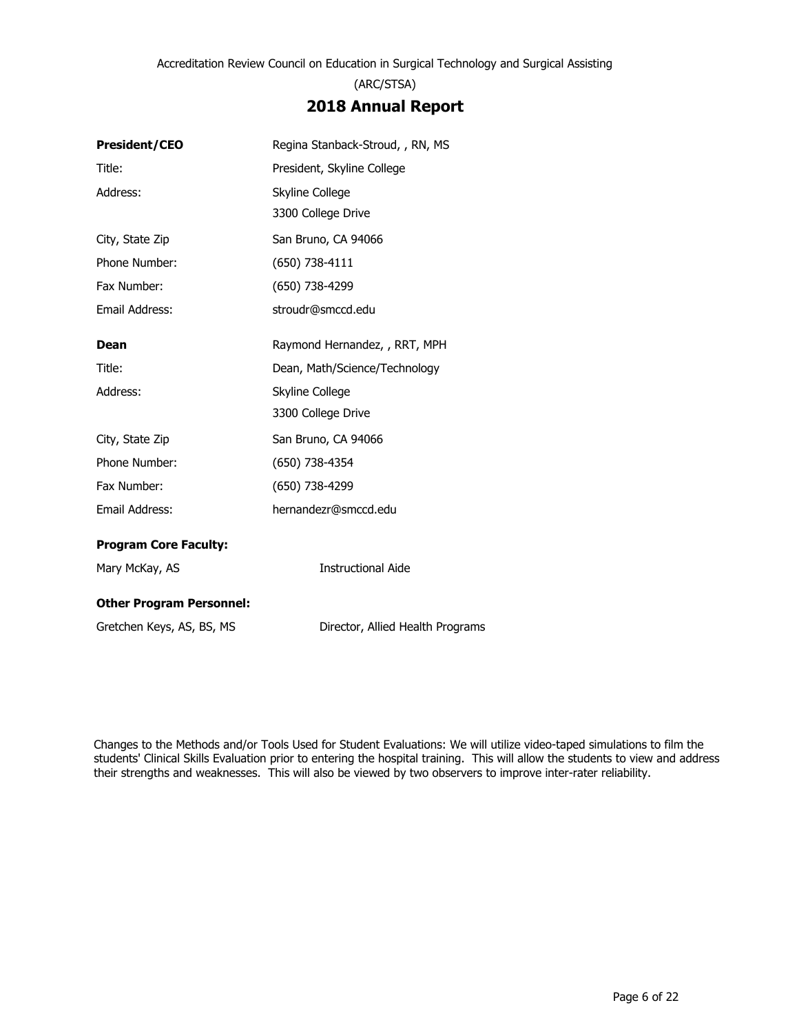Accreditation Review Council on Education in Surgical Technology and Surgical Assisting

(ARC/STSA)

## 2018 Annual Report

| | |
|---|---|
| **President/CEO** | Regina Stanback-Stroud, , RN, MS |
| Title: | President, Skyline College |
| Address: | Skyline College<br>3300 College Drive |
| City, State Zip | San Bruno, CA 94066 |
| Phone Number: | (650) 738-4111 |
| Fax Number: | (650) 738-4299 |
| Email Address: | stroudr@smccd.edu |

| | |
|---|---|
| **Dean** | Raymond Hernandez, , RRT, MPH |
| Title: | Dean, Math/Science/Technology |
| Address: | Skyline College<br>3300 College Drive |
| City, State Zip | San Bruno, CA 94066 |
| Phone Number: | (650) 738-4354 |
| Fax Number: | (650) 738-4299 |
| Email Address: | hernandezr@smccd.edu |

**Program Core Faculty:**

| | |
|---|---|
| Mary McKay, AS | Instructional Aide |

**Other Program Personnel:**

| | |
|---|---|
| Gretchen Keys, AS, BS, MS | Director, Allied Health Programs |

Changes to the Methods and/or Tools Used for Student Evaluations: We will utilize video-taped simulations to film the students' Clinical Skills Evaluation prior to entering the hospital training. This will allow the students to view and address their strengths and weaknesses. This will also be viewed by two observers to improve inter-rater reliability.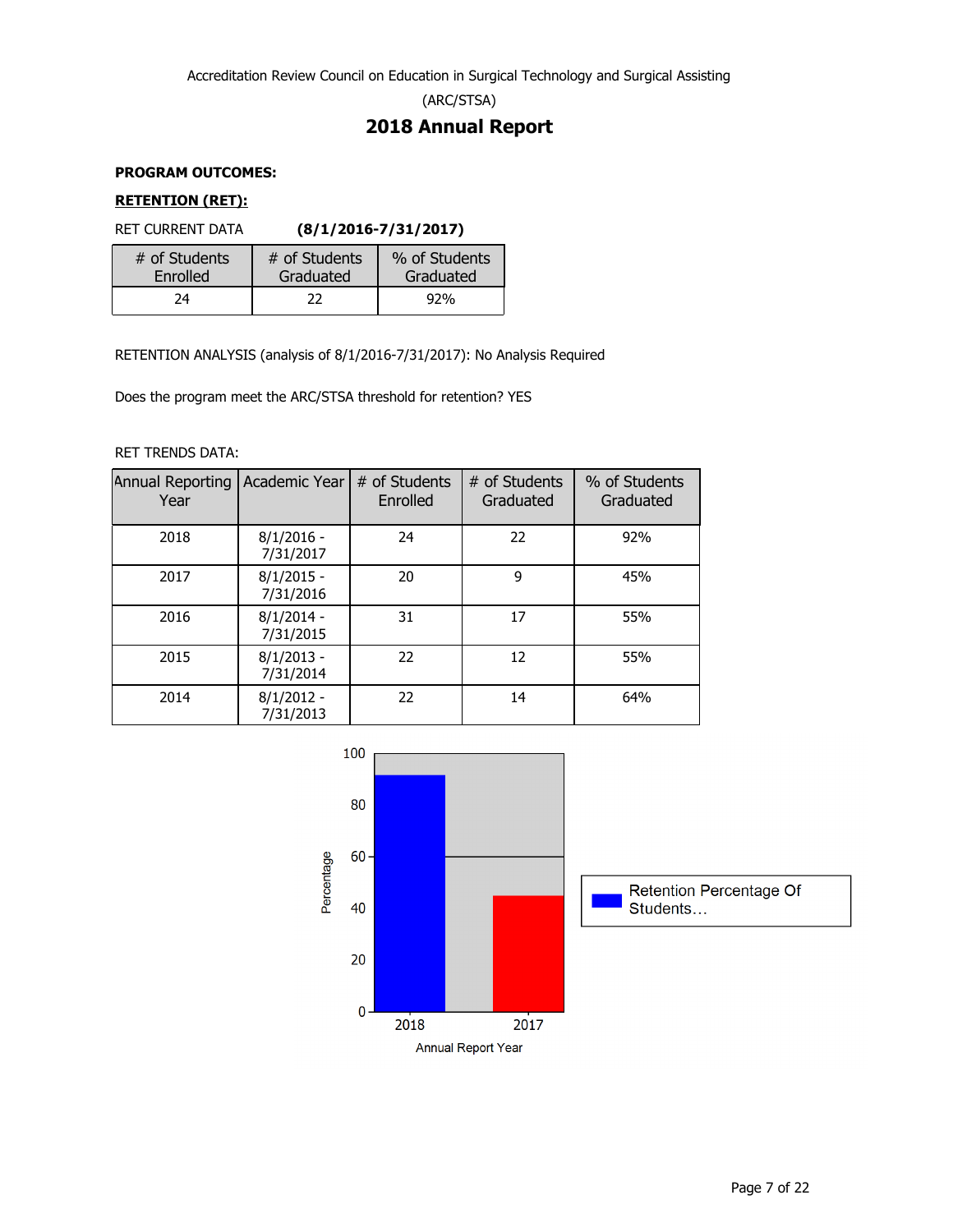Accreditation Review Council on Education in Surgical Technology and Surgical Assisting

(ARC/STSA)

# 2018 Annual Report

**PROGRAM OUTCOMES:**

**RETENTION (RET):**

RET CURRENT DATA **(8/1/2016-7/31/2017)**

| # of Students Enrolled | # of Students Graduated | % of Students Graduated |
|---|---|---|
| 24 | 22 | 92% |

RETENTION ANALYSIS (analysis of 8/1/2016-7/31/2017): No Analysis Required

Does the program meet the ARC/STSA threshold for retention? YES

RET TRENDS DATA:

| Annual Reporting Year | Academic Year | # of Students Enrolled | # of Students Graduated | % of Students Graduated |
|---|---|---|---|---|
| 2018 | 8/1/2016 - 7/31/2017 | 24 | 22 | 92% |
| 2017 | 8/1/2015 - 7/31/2016 | 20 | 9 | 45% |
| 2016 | 8/1/2014 - 7/31/2015 | 31 | 17 | 55% |
| 2015 | 8/1/2013 - 7/31/2014 | 22 | 12 | 55% |
| 2014 | 8/1/2012 - 7/31/2013 | 22 | 14 | 64% |

| Annual Report Year | Retention Percentage Of Students… |
|---|---|
| 2018 | 92 |
| 2017 | 45 |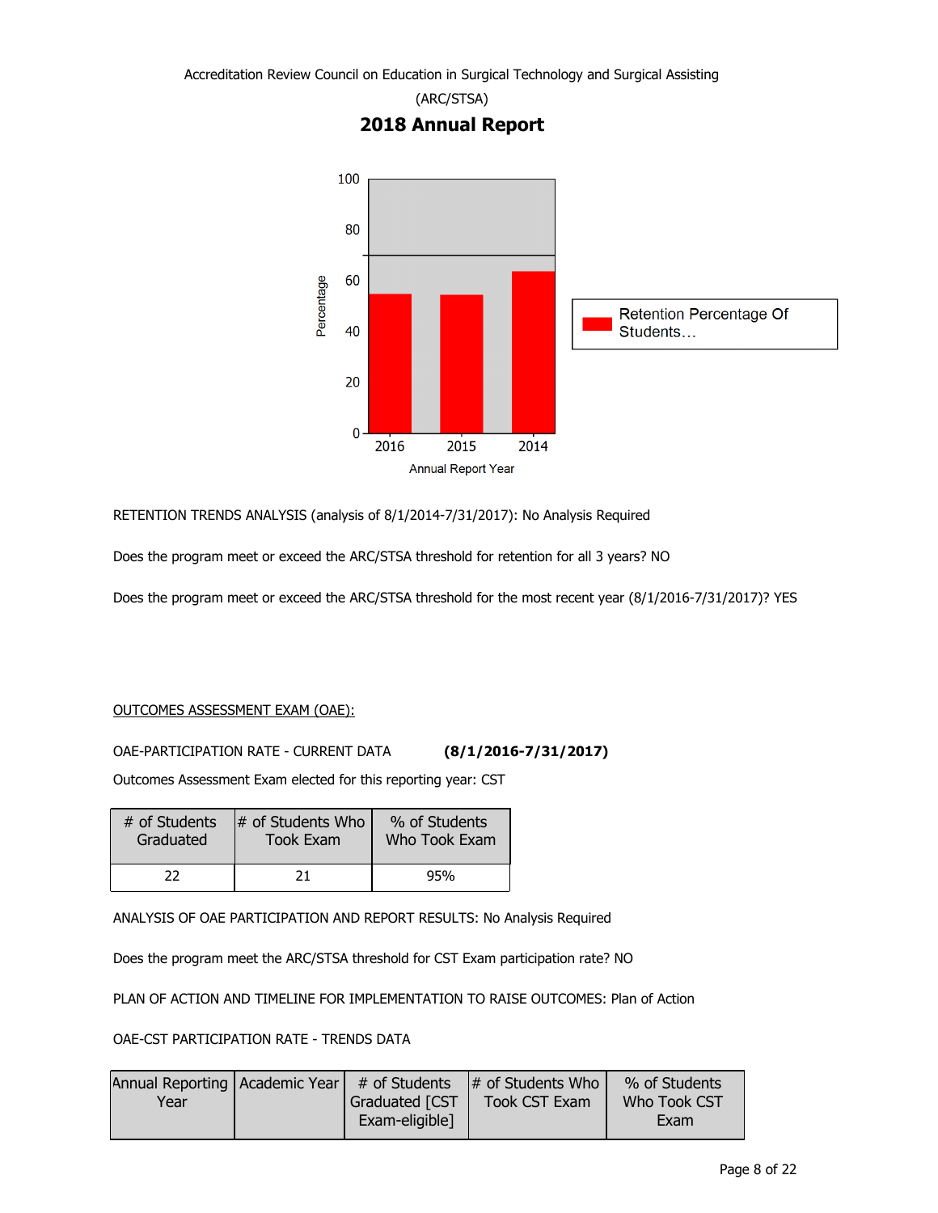Accreditation Review Council on Education in Surgical Technology and Surgical Assisting

(ARC/STSA)

## 2018 Annual Report

RETENTION TRENDS ANALYSIS (analysis of 8/1/2014-7/31/2017): No Analysis Required

Does the program meet or exceed the ARC/STSA threshold for retention for all 3 years? NO

Does the program meet or exceed the ARC/STSA threshold for the most recent year (8/1/2016-7/31/2017)? YES

OUTCOMES ASSESSMENT EXAM (OAE):

OAE-PARTICIPATION RATE - CURRENT DATA **(8/1/2016-7/31/2017)**

Outcomes Assessment Exam elected for this reporting year: CST

| # of Students Graduated | # of Students Who Took Exam | % of Students Who Took Exam |
|---|---|---|
| 22 | 21 | 95% |

ANALYSIS OF OAE PARTICIPATION AND REPORT RESULTS: No Analysis Required

Does the program meet the ARC/STSA threshold for CST Exam participation rate? NO

PLAN OF ACTION AND TIMELINE FOR IMPLEMENTATION TO RAISE OUTCOMES: Plan of Action

OAE-CST PARTICIPATION RATE - TRENDS DATA

| Annual Reporting Year | Academic Year | # of Students Graduated [CST Exam-eligible] | # of Students Who Took CST Exam | % of Students Who Took CST Exam |
|---|---|---|---|---|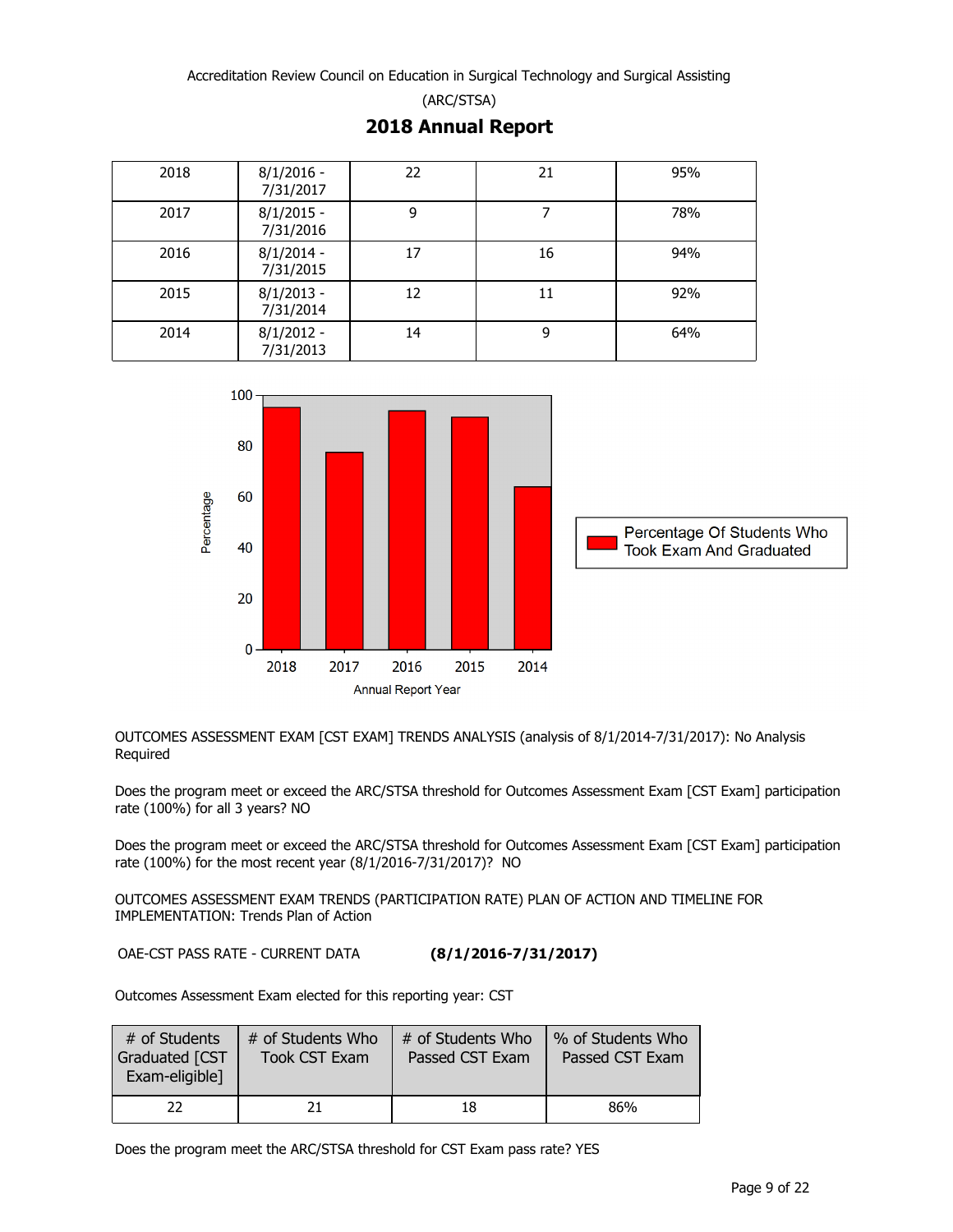Accreditation Review Council on Education in Surgical Technology and Surgical Assisting

(ARC/STSA)

# 2018 Annual Report

| | | | | |
|---|---|---|---|---|
| 2018 | 8/1/2016 - 7/31/2017 | 22 | 21 | 95% |
| 2017 | 8/1/2015 - 7/31/2016 | 9 | 7 | 78% |
| 2016 | 8/1/2014 - 7/31/2015 | 17 | 16 | 94% |
| 2015 | 8/1/2013 - 7/31/2014 | 12 | 11 | 92% |
| 2014 | 8/1/2012 - 7/31/2013 | 14 | 9 | 64% |

| Annual Report Year | Percentage Of Students Who Took Exam And Graduated |
|---|---|
| 2018 | 95 |
| 2017 | 78 |
| 2016 | 94 |
| 2015 | 92 |
| 2014 | 64 |

OUTCOMES ASSESSMENT EXAM [CST EXAM] TRENDS ANALYSIS (analysis of 8/1/2014-7/31/2017): No Analysis Required

Does the program meet or exceed the ARC/STSA threshold for Outcomes Assessment Exam [CST Exam] participation rate (100%) for all 3 years? NO

Does the program meet or exceed the ARC/STSA threshold for Outcomes Assessment Exam [CST Exam] participation rate (100%) for the most recent year (8/1/2016-7/31/2017)? NO

OUTCOMES ASSESSMENT EXAM TRENDS (PARTICIPATION RATE) PLAN OF ACTION AND TIMELINE FOR IMPLEMENTATION: Trends Plan of Action

OAE-CST PASS RATE - CURRENT DATA **(8/1/2016-7/31/2017)**

Outcomes Assessment Exam elected for this reporting year: CST

| # of Students Graduated [CST Exam-eligible] | # of Students Who Took CST Exam | # of Students Who Passed CST Exam | % of Students Who Passed CST Exam |
|---|---|---|---|
| 22 | 21 | 18 | 86% |

Does the program meet the ARC/STSA threshold for CST Exam pass rate? YES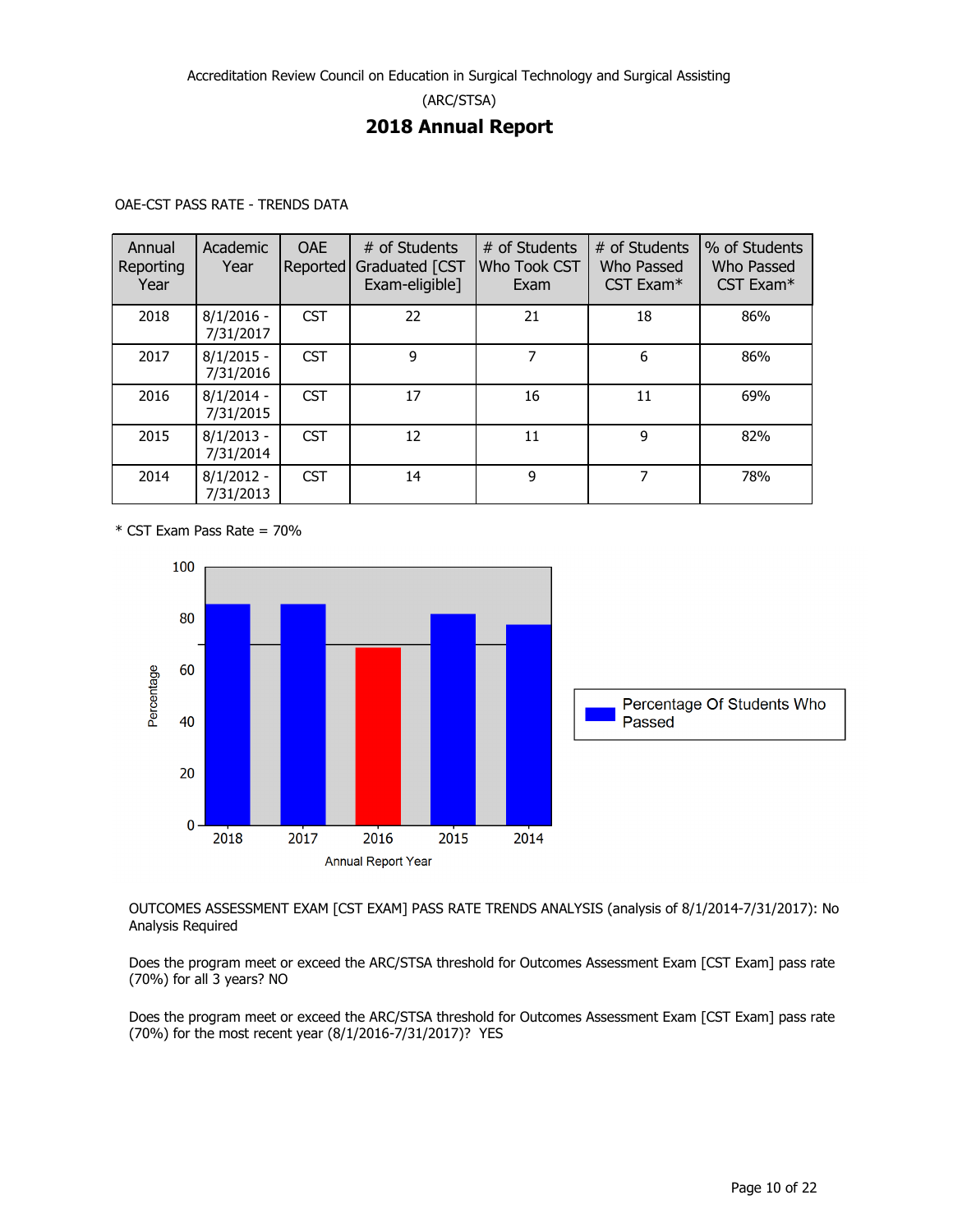Accreditation Review Council on Education in Surgical Technology and Surgical Assisting

(ARC/STSA)

# 2018 Annual Report

OAE-CST PASS RATE - TRENDS DATA

| Annual Reporting Year | Academic Year | OAE Reported | # of Students Graduated [CST Exam-eligible] | # of Students Who Took CST Exam | # of Students Who Passed CST Exam* | % of Students Who Passed CST Exam* |
|---|---|---|---|---|---|---|
| 2018 | 8/1/2016 - 7/31/2017 | CST | 22 | 21 | 18 | 86% |
| 2017 | 8/1/2015 - 7/31/2016 | CST | 9 | 7 | 6 | 86% |
| 2016 | 8/1/2014 - 7/31/2015 | CST | 17 | 16 | 11 | 69% |
| 2015 | 8/1/2013 - 7/31/2014 | CST | 12 | 11 | 9 | 82% |
| 2014 | 8/1/2012 - 7/31/2013 | CST | 14 | 9 | 7 | 78% |

* CST Exam Pass Rate = 70%

OUTCOMES ASSESSMENT EXAM [CST EXAM] PASS RATE TRENDS ANALYSIS (analysis of 8/1/2014-7/31/2017): No Analysis Required

Does the program meet or exceed the ARC/STSA threshold for Outcomes Assessment Exam [CST Exam] pass rate (70%) for all 3 years? NO

Does the program meet or exceed the ARC/STSA threshold for Outcomes Assessment Exam [CST Exam] pass rate (70%) for the most recent year (8/1/2016-7/31/2017)? YES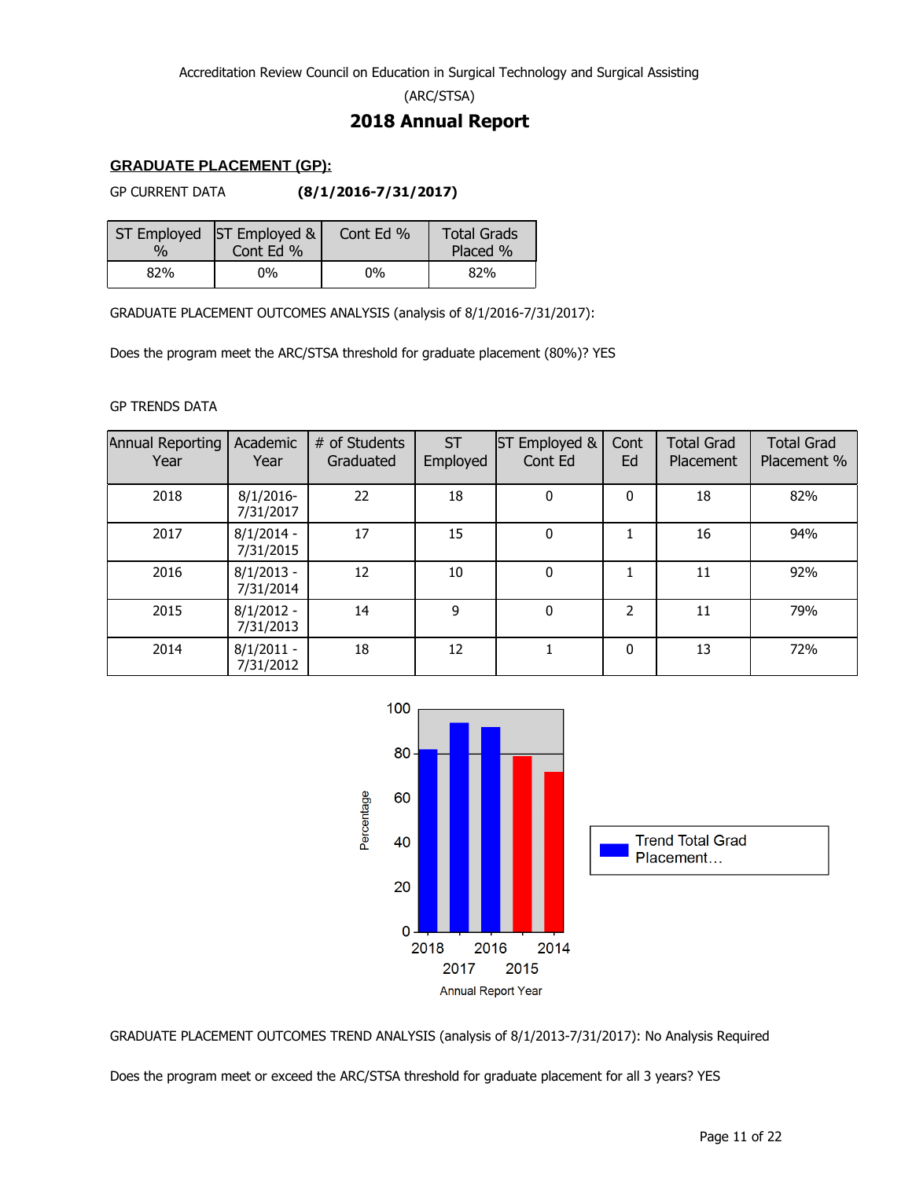Accreditation Review Council on Education in Surgical Technology and Surgical Assisting

(ARC/STSA)

# 2018 Annual Report

## GRADUATE PLACEMENT (GP):

GP CURRENT DATA **(8/1/2016-7/31/2017)**

| ST Employed % | ST Employed & Cont Ed % | Cont Ed % | Total Grads Placed % |
|---|---|---|---|
| 82% | 0% | 0% | 82% |

GRADUATE PLACEMENT OUTCOMES ANALYSIS (analysis of 8/1/2016-7/31/2017):

Does the program meet the ARC/STSA threshold for graduate placement (80%)? YES

GP TRENDS DATA

| Annual Reporting Year | Academic Year | # of Students Graduated | ST Employed | ST Employed & Cont Ed | Cont Ed | Total Grad Placement | Total Grad Placement % |
|---|---|---|---|---|---|---|---|
| 2018 | 8/1/2016-7/31/2017 | 22 | 18 | 0 | 0 | 18 | 82% |
| 2017 | 8/1/2014 - 7/31/2015 | 17 | 15 | 0 | 1 | 16 | 94% |
| 2016 | 8/1/2013 - 7/31/2014 | 12 | 10 | 0 | 1 | 11 | 92% |
| 2015 | 8/1/2012 - 7/31/2013 | 14 | 9 | 0 | 2 | 11 | 79% |
| 2014 | 8/1/2011 - 7/31/2012 | 18 | 12 | 1 | 0 | 13 | 72% |

GRADUATE PLACEMENT OUTCOMES TREND ANALYSIS (analysis of 8/1/2013-7/31/2017): No Analysis Required

Does the program meet or exceed the ARC/STSA threshold for graduate placement for all 3 years? YES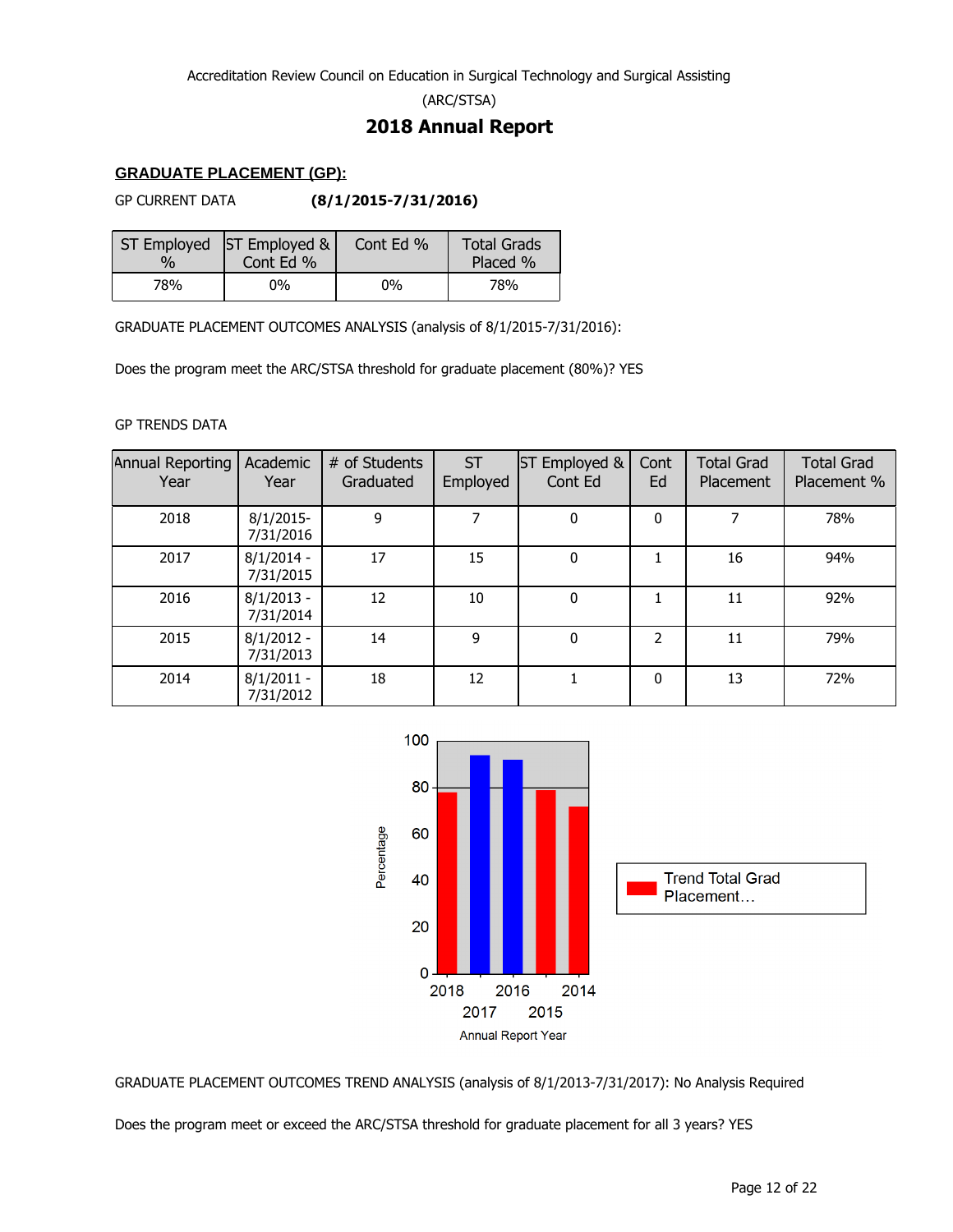Accreditation Review Council on Education in Surgical Technology and Surgical Assisting

(ARC/STSA)

# 2018 Annual Report

## GRADUATE PLACEMENT (GP):

GP CURRENT DATA **(8/1/2015-7/31/2016)**

| ST Employed % | ST Employed & Cont Ed % | Cont Ed % | Total Grads Placed % |
|---|---|---|---|
| 78% | 0% | 0% | 78% |

GRADUATE PLACEMENT OUTCOMES ANALYSIS (analysis of 8/1/2015-7/31/2016):

Does the program meet the ARC/STSA threshold for graduate placement (80%)? YES

GP TRENDS DATA

| Annual Reporting Year | Academic Year | # of Students Graduated | ST Employed | ST Employed & Cont Ed | Cont Ed | Total Grad Placement | Total Grad Placement % |
|---|---|---|---|---|---|---|---|
| 2018 | 8/1/2015-7/31/2016 | 9 | 7 | 0 | 0 | 7 | 78% |
| 2017 | 8/1/2014 - 7/31/2015 | 17 | 15 | 0 | 1 | 16 | 94% |
| 2016 | 8/1/2013 - 7/31/2014 | 12 | 10 | 0 | 1 | 11 | 92% |
| 2015 | 8/1/2012 - 7/31/2013 | 14 | 9 | 0 | 2 | 11 | 79% |
| 2014 | 8/1/2011 - 7/31/2012 | 18 | 12 | 1 | 0 | 13 | 72% |

GRADUATE PLACEMENT OUTCOMES TREND ANALYSIS (analysis of 8/1/2013-7/31/2017): No Analysis Required

Does the program meet or exceed the ARC/STSA threshold for graduate placement for all 3 years? YES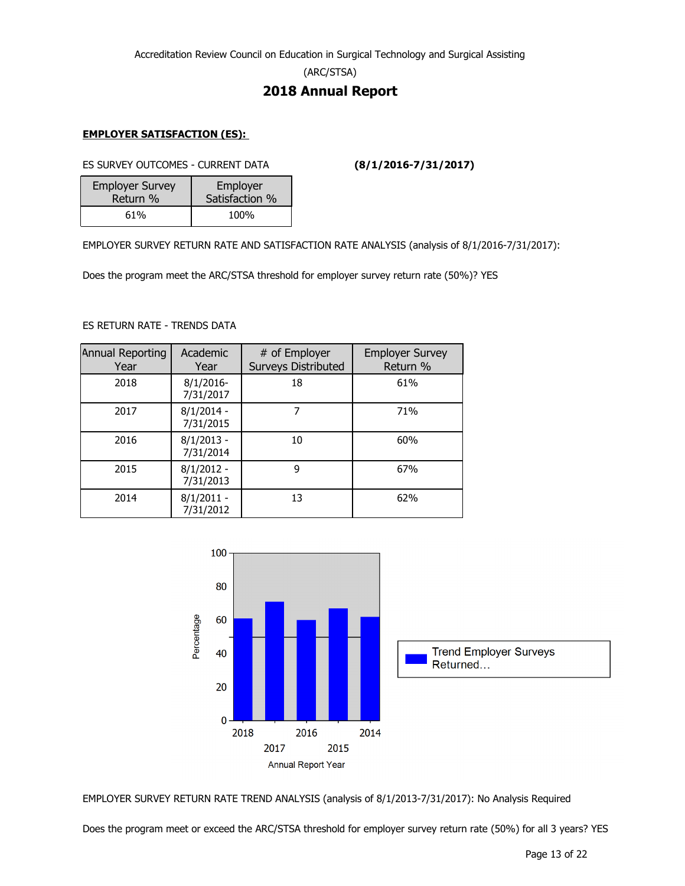Accreditation Review Council on Education in Surgical Technology and Surgical Assisting

(ARC/STSA)

# 2018 Annual Report

**EMPLOYER SATISFACTION (ES):**

ES SURVEY OUTCOMES - CURRENT DATA **(8/1/2016-7/31/2017)**

| Employer Survey Return % | Employer Satisfaction % |
|---|---|
| 61% | 100% |

EMPLOYER SURVEY RETURN RATE AND SATISFACTION RATE ANALYSIS (analysis of 8/1/2016-7/31/2017):

Does the program meet the ARC/STSA threshold for employer survey return rate (50%)? YES

ES RETURN RATE - TRENDS DATA

| Annual Reporting Year | Academic Year | # of Employer Surveys Distributed | Employer Survey Return % |
|---|---|---|---|
| 2018 | 8/1/2016-7/31/2017 | 18 | 61% |
| 2017 | 8/1/2014 - 7/31/2015 | 7 | 71% |
| 2016 | 8/1/2013 - 7/31/2014 | 10 | 60% |
| 2015 | 8/1/2012 - 7/31/2013 | 9 | 67% |
| 2014 | 8/1/2011 - 7/31/2012 | 13 | 62% |

EMPLOYER SURVEY RETURN RATE TREND ANALYSIS (analysis of 8/1/2013-7/31/2017): No Analysis Required

Does the program meet or exceed the ARC/STSA threshold for employer survey return rate (50%) for all 3 years? YES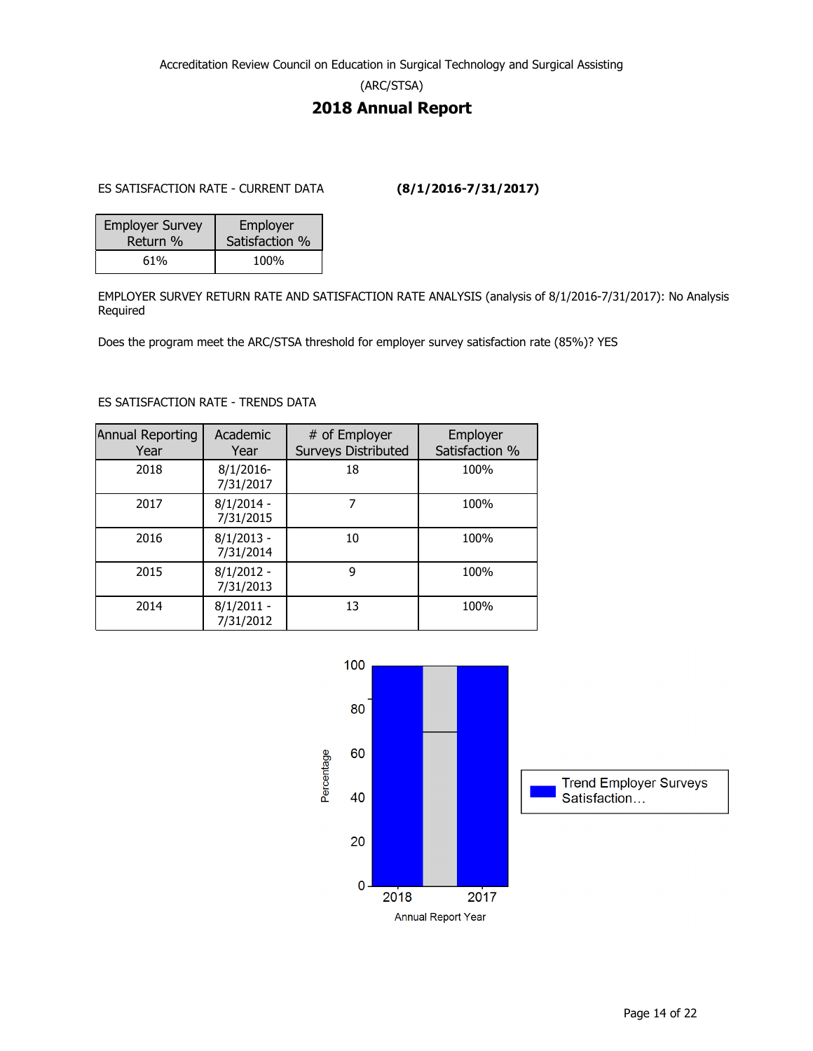Accreditation Review Council on Education in Surgical Technology and Surgical Assisting

(ARC/STSA)

# 2018 Annual Report

ES SATISFACTION RATE - CURRENT DATA **(8/1/2016-7/31/2017)**

| Employer Survey Return % | Employer Satisfaction % |
|---|---|
| 61% | 100% |

EMPLOYER SURVEY RETURN RATE AND SATISFACTION RATE ANALYSIS (analysis of 8/1/2016-7/31/2017): No Analysis Required

Does the program meet the ARC/STSA threshold for employer survey satisfaction rate (85%)? YES

ES SATISFACTION RATE - TRENDS DATA

| Annual Reporting Year | Academic Year | # of Employer Surveys Distributed | Employer Satisfaction % |
|---|---|---|---|
| 2018 | 8/1/2016-7/31/2017 | 18 | 100% |
| 2017 | 8/1/2014 - 7/31/2015 | 7 | 100% |
| 2016 | 8/1/2013 - 7/31/2014 | 10 | 100% |
| 2015 | 8/1/2012 - 7/31/2013 | 9 | 100% |
| 2014 | 8/1/2011 - 7/31/2012 | 13 | 100% |

| Annual Report Year | Trend Employer Surveys Satisfaction… (Percentage) |
|---|---|
| 2018 | 100 |
| 2017 | 100 |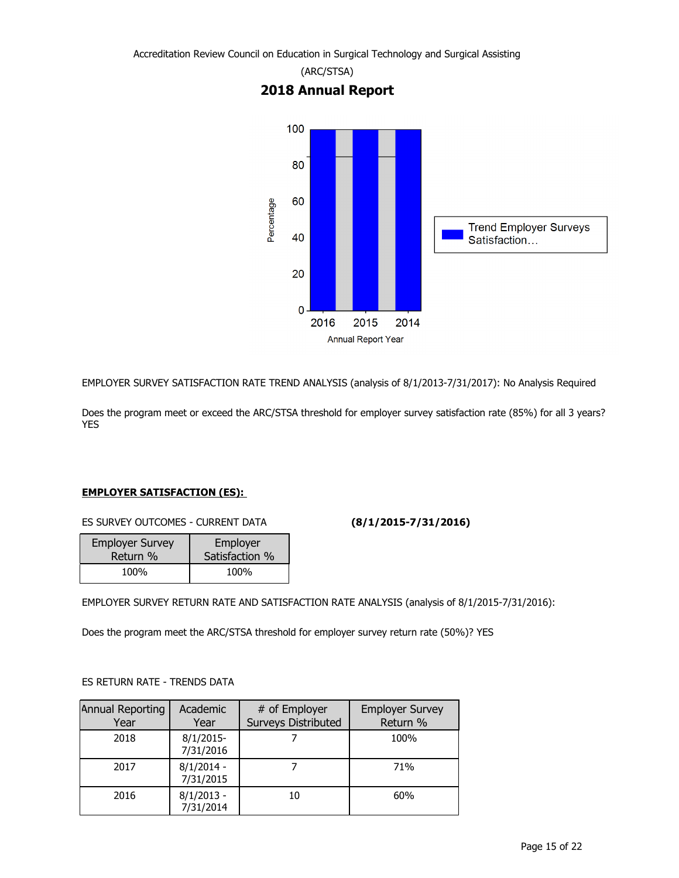Accreditation Review Council on Education in Surgical Technology and Surgical Assisting

(ARC/STSA)

# 2018 Annual Report

EMPLOYER SURVEY SATISFACTION RATE TREND ANALYSIS (analysis of 8/1/2013-7/31/2017): No Analysis Required

Does the program meet or exceed the ARC/STSA threshold for employer survey satisfaction rate (85%) for all 3 years? YES

**EMPLOYER SATISFACTION (ES):**

ES SURVEY OUTCOMES - CURRENT DATA **(8/1/2015-7/31/2016)**

| Employer Survey Return % | Employer Satisfaction % |
|---|---|
| 100% | 100% |

EMPLOYER SURVEY RETURN RATE AND SATISFACTION RATE ANALYSIS (analysis of 8/1/2015-7/31/2016):

Does the program meet the ARC/STSA threshold for employer survey return rate (50%)? YES

ES RETURN RATE - TRENDS DATA

| Annual Reporting Year | Academic Year | # of Employer Surveys Distributed | Employer Survey Return % |
|---|---|---|---|
| 2018 | 8/1/2015-7/31/2016 | 7 | 100% |
| 2017 | 8/1/2014 - 7/31/2015 | 7 | 71% |
| 2016 | 8/1/2013 - 7/31/2014 | 10 | 60% |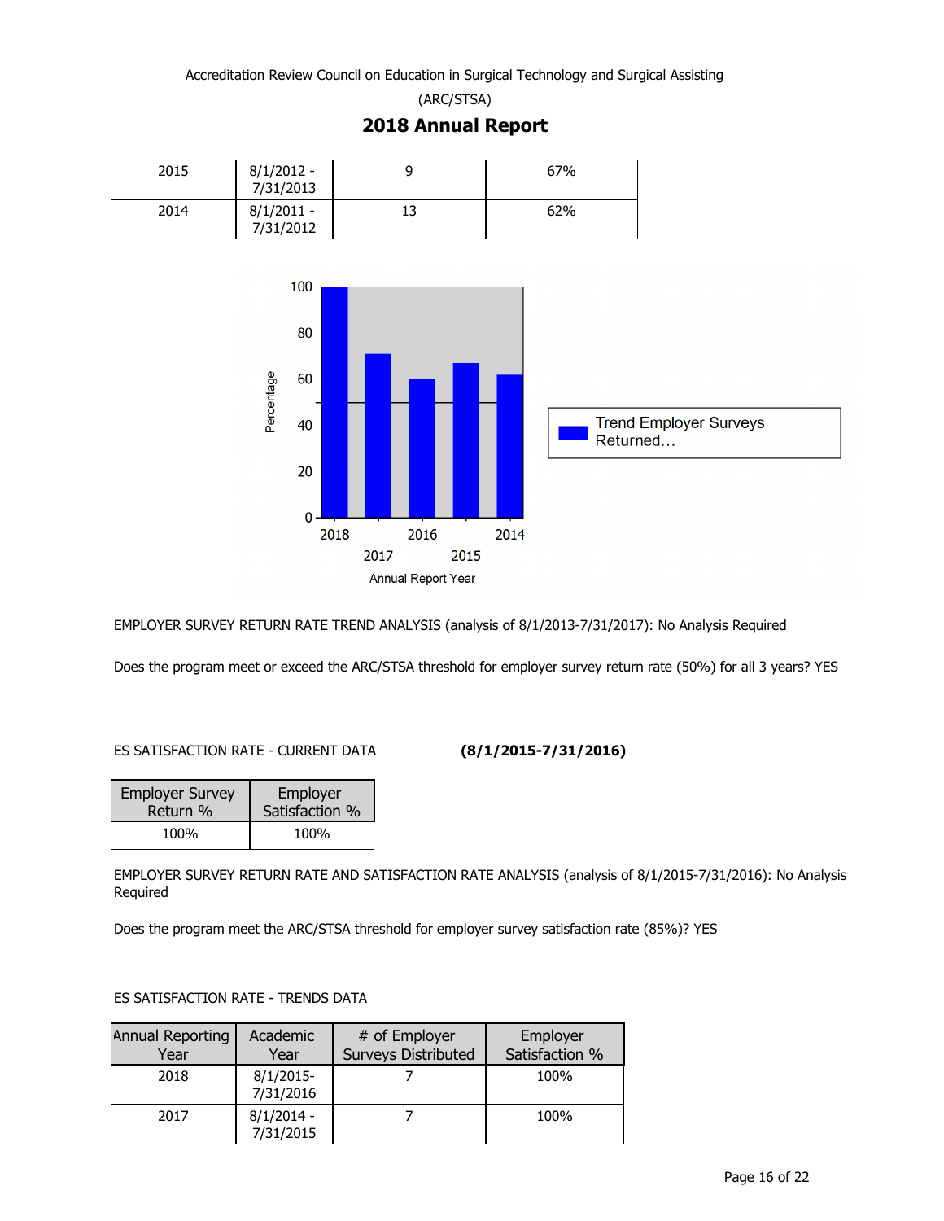| 2015 | 8/1/2012 - 7/31/2013 | 9 | 67% |
|---|---|---|---|
| 2014 | 8/1/2011 - 7/31/2012 | 13 | 62% |

EMPLOYER SURVEY RETURN RATE TREND ANALYSIS (analysis of 8/1/2013-7/31/2017): No Analysis Required

Does the program meet or exceed the ARC/STSA threshold for employer survey return rate (50%) for all 3 years? YES

ES SATISFACTION RATE - CURRENT DATA **(8/1/2015-7/31/2016)**

| Employer Survey Return % | Employer Satisfaction % |
|---|---|
| 100% | 100% |

EMPLOYER SURVEY RETURN RATE AND SATISFACTION RATE ANALYSIS (analysis of 8/1/2015-7/31/2016): No Analysis Required

Does the program meet the ARC/STSA threshold for employer survey satisfaction rate (85%)? YES

ES SATISFACTION RATE - TRENDS DATA

| Annual Reporting Year | Academic Year | # of Employer Surveys Distributed | Employer Satisfaction % |
|---|---|---|---|
| 2018 | 8/1/2015-7/31/2016 | 7 | 100% |
| 2017 | 8/1/2014 - 7/31/2015 | 7 | 100% |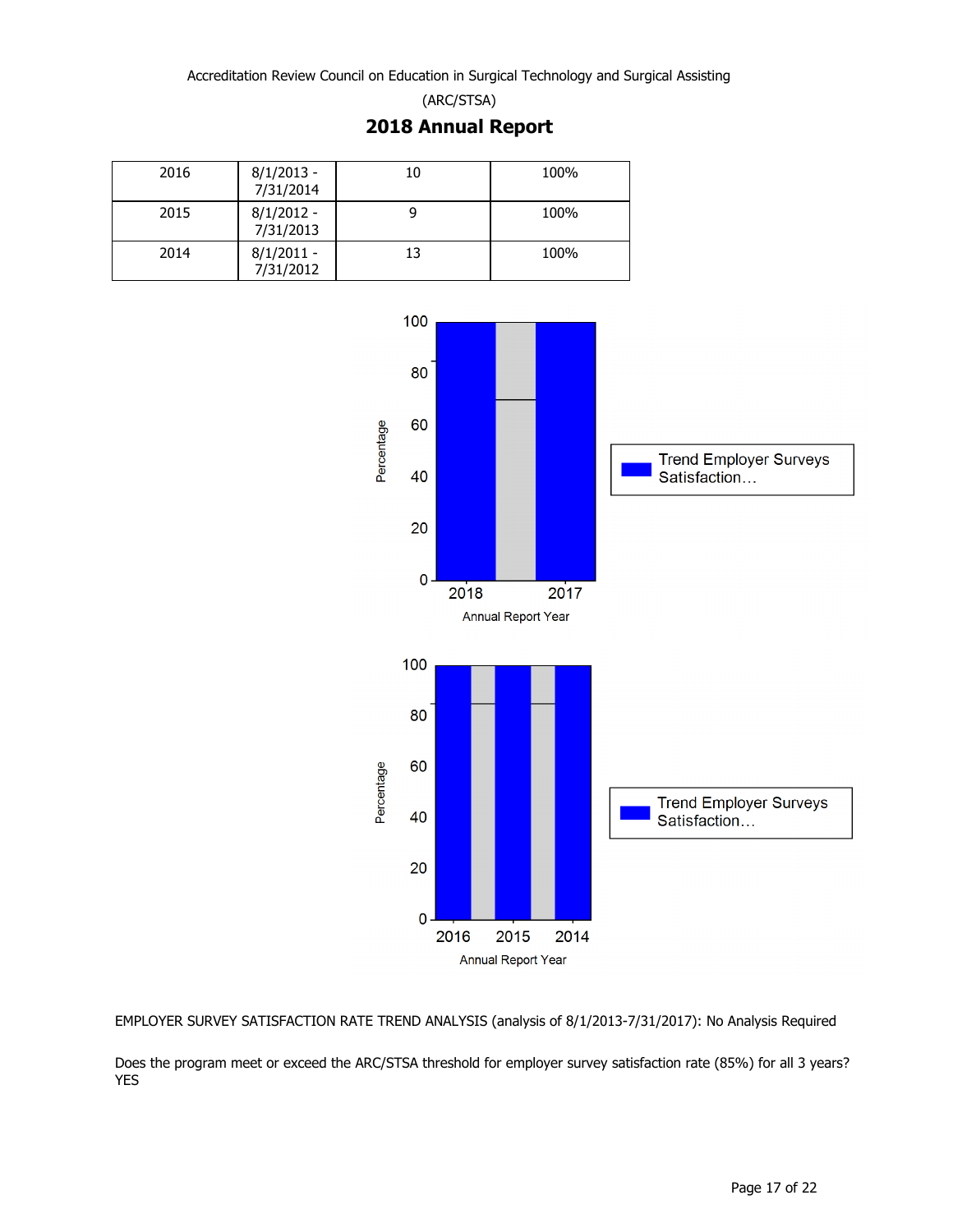Accreditation Review Council on Education in Surgical Technology and Surgical Assisting

(ARC/STSA)

## 2018 Annual Report

| | | | |
|---|---|---|---|
| 2016 | 8/1/2013 - 7/31/2014 | 10 | 100% |
| 2015 | 8/1/2012 - 7/31/2013 | 9 | 100% |
| 2014 | 8/1/2011 - 7/31/2012 | 13 | 100% |

EMPLOYER SURVEY SATISFACTION RATE TREND ANALYSIS (analysis of 8/1/2013-7/31/2017): No Analysis Required

Does the program meet or exceed the ARC/STSA threshold for employer survey satisfaction rate (85%) for all 3 years? YES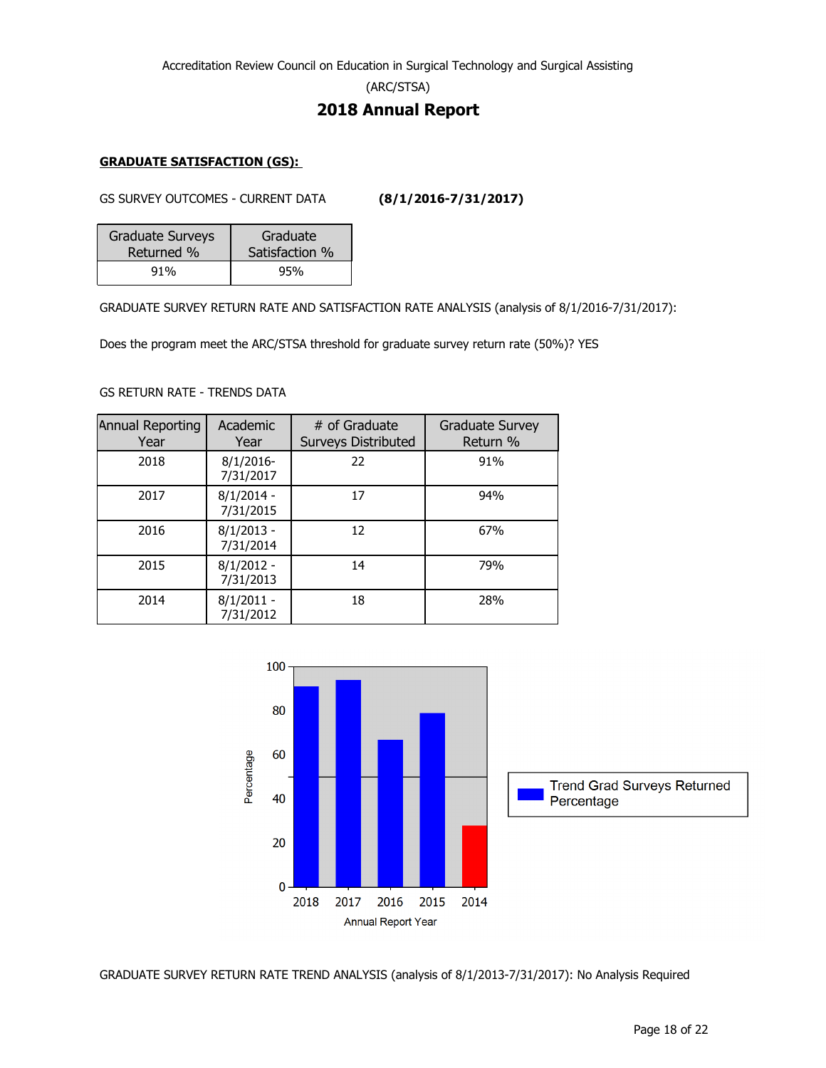Accreditation Review Council on Education in Surgical Technology and Surgical Assisting

(ARC/STSA)

# 2018 Annual Report

**GRADUATE SATISFACTION (GS):**

GS SURVEY OUTCOMES - CURRENT DATA **(8/1/2016-7/31/2017)**

| Graduate Surveys Returned % | Graduate Satisfaction % |
|---|---|
| 91% | 95% |

GRADUATE SURVEY RETURN RATE AND SATISFACTION RATE ANALYSIS (analysis of 8/1/2016-7/31/2017):

Does the program meet the ARC/STSA threshold for graduate survey return rate (50%)? YES

GS RETURN RATE - TRENDS DATA

| Annual Reporting Year | Academic Year | # of Graduate Surveys Distributed | Graduate Survey Return % |
|---|---|---|---|
| 2018 | 8/1/2016-7/31/2017 | 22 | 91% |
| 2017 | 8/1/2014 - 7/31/2015 | 17 | 94% |
| 2016 | 8/1/2013 - 7/31/2014 | 12 | 67% |
| 2015 | 8/1/2012 - 7/31/2013 | 14 | 79% |
| 2014 | 8/1/2011 - 7/31/2012 | 18 | 28% |

GRADUATE SURVEY RETURN RATE TREND ANALYSIS (analysis of 8/1/2013-7/31/2017): No Analysis Required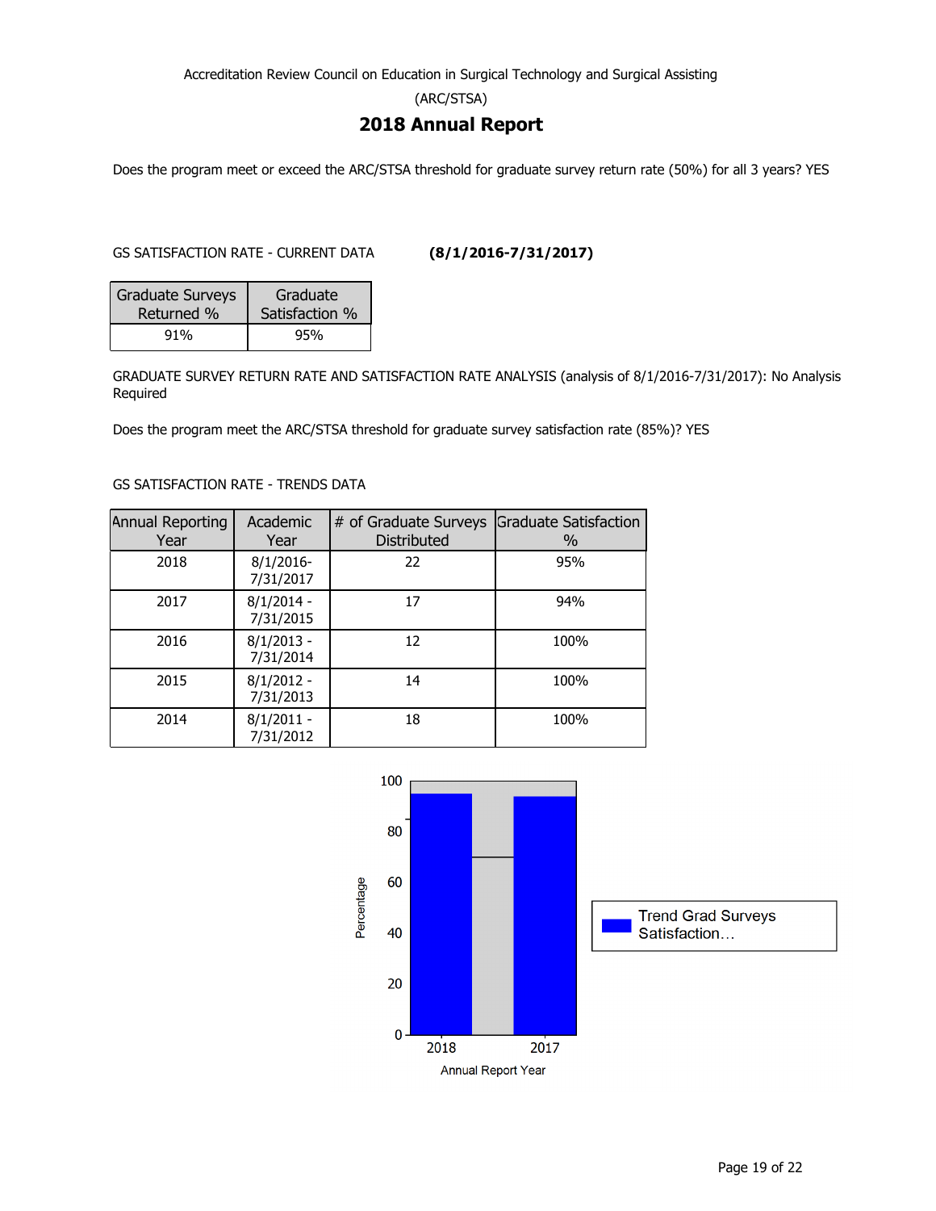Accreditation Review Council on Education in Surgical Technology and Surgical Assisting

(ARC/STSA)

# 2018 Annual Report

Does the program meet or exceed the ARC/STSA threshold for graduate survey return rate (50%) for all 3 years? YES

GS SATISFACTION RATE - CURRENT DATA **(8/1/2016-7/31/2017)**

| Graduate Surveys Returned % | Graduate Satisfaction % |
|---|---|
| 91% | 95% |

GRADUATE SURVEY RETURN RATE AND SATISFACTION RATE ANALYSIS (analysis of 8/1/2016-7/31/2017): No Analysis Required

Does the program meet the ARC/STSA threshold for graduate survey satisfaction rate (85%)? YES

GS SATISFACTION RATE - TRENDS DATA

| Annual Reporting Year | Academic Year | # of Graduate Surveys Distributed | Graduate Satisfaction % |
|---|---|---|---|
| 2018 | 8/1/2016-7/31/2017 | 22 | 95% |
| 2017 | 8/1/2014 - 7/31/2015 | 17 | 94% |
| 2016 | 8/1/2013 - 7/31/2014 | 12 | 100% |
| 2015 | 8/1/2012 - 7/31/2013 | 14 | 100% |
| 2014 | 8/1/2011 - 7/31/2012 | 18 | 100% |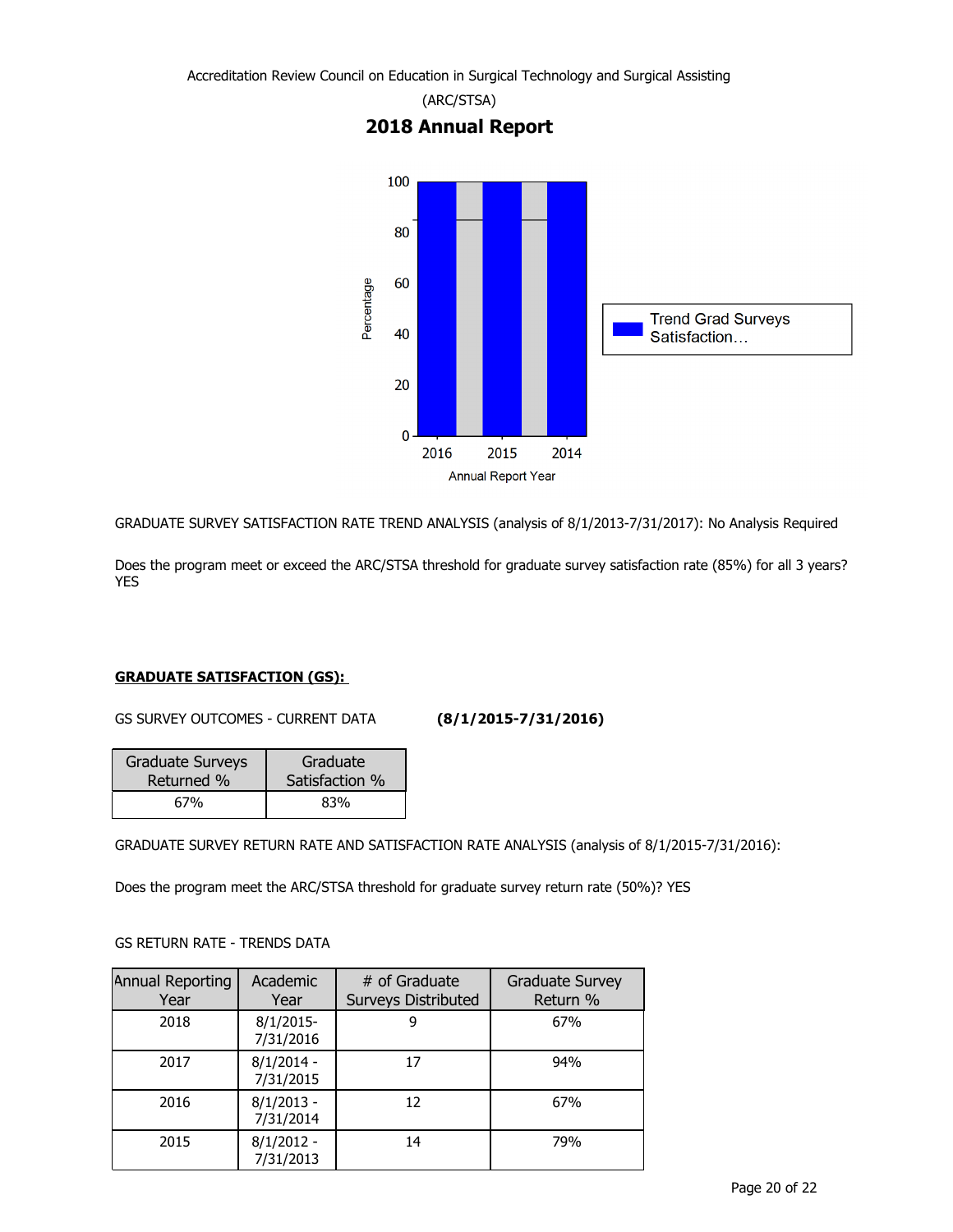Accreditation Review Council on Education in Surgical Technology and Surgical Assisting

(ARC/STSA)

## 2018 Annual Report

GRADUATE SURVEY SATISFACTION RATE TREND ANALYSIS (analysis of 8/1/2013-7/31/2017): No Analysis Required

Does the program meet or exceed the ARC/STSA threshold for graduate survey satisfaction rate (85%) for all 3 years? YES

**GRADUATE SATISFACTION (GS):**

GS SURVEY OUTCOMES - CURRENT DATA **(8/1/2015-7/31/2016)**

| Graduate Surveys Returned % | Graduate Satisfaction % |
|---|---|
| 67% | 83% |

GRADUATE SURVEY RETURN RATE AND SATISFACTION RATE ANALYSIS (analysis of 8/1/2015-7/31/2016):

Does the program meet the ARC/STSA threshold for graduate survey return rate (50%)? YES

GS RETURN RATE - TRENDS DATA

| Annual Reporting Year | Academic Year | # of Graduate Surveys Distributed | Graduate Survey Return % |
|---|---|---|---|
| 2018 | 8/1/2015-7/31/2016 | 9 | 67% |
| 2017 | 8/1/2014 - 7/31/2015 | 17 | 94% |
| 2016 | 8/1/2013 - 7/31/2014 | 12 | 67% |
| 2015 | 8/1/2012 - 7/31/2013 | 14 | 79% |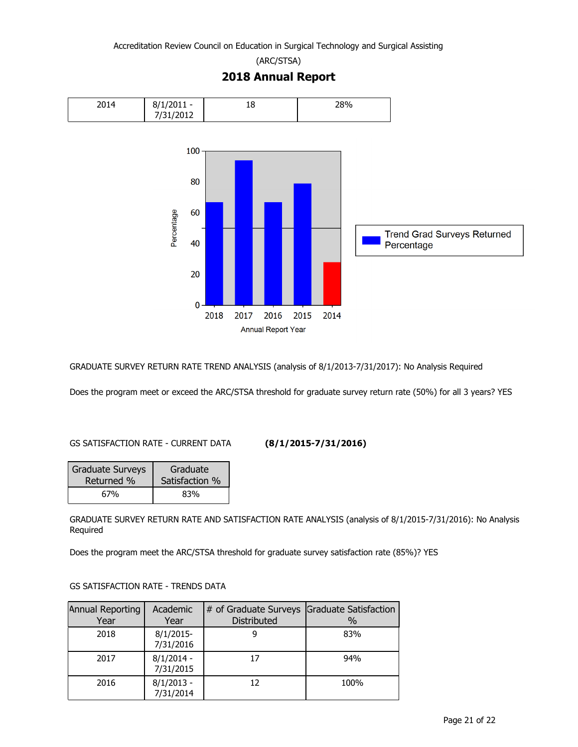Accreditation Review Council on Education in Surgical Technology and Surgical Assisting

(ARC/STSA)

## 2018 Annual Report

| 2014 | 8/1/2011 - 7/31/2012 | 18 | 28% |
|---|---|---|---|

GRADUATE SURVEY RETURN RATE TREND ANALYSIS (analysis of 8/1/2013-7/31/2017): No Analysis Required

Does the program meet or exceed the ARC/STSA threshold for graduate survey return rate (50%) for all 3 years? YES

GS SATISFACTION RATE - CURRENT DATA **(8/1/2015-7/31/2016)**

| Graduate Surveys Returned % | Graduate Satisfaction % |
|---|---|
| 67% | 83% |

GRADUATE SURVEY RETURN RATE AND SATISFACTION RATE ANALYSIS (analysis of 8/1/2015-7/31/2016): No Analysis Required

Does the program meet the ARC/STSA threshold for graduate survey satisfaction rate (85%)? YES

GS SATISFACTION RATE - TRENDS DATA

| Annual Reporting Year | Academic Year | # of Graduate Surveys Distributed | Graduate Satisfaction % |
|---|---|---|---|
| 2018 | 8/1/2015-7/31/2016 | 9 | 83% |
| 2017 | 8/1/2014 - 7/31/2015 | 17 | 94% |
| 2016 | 8/1/2013 - 7/31/2014 | 12 | 100% |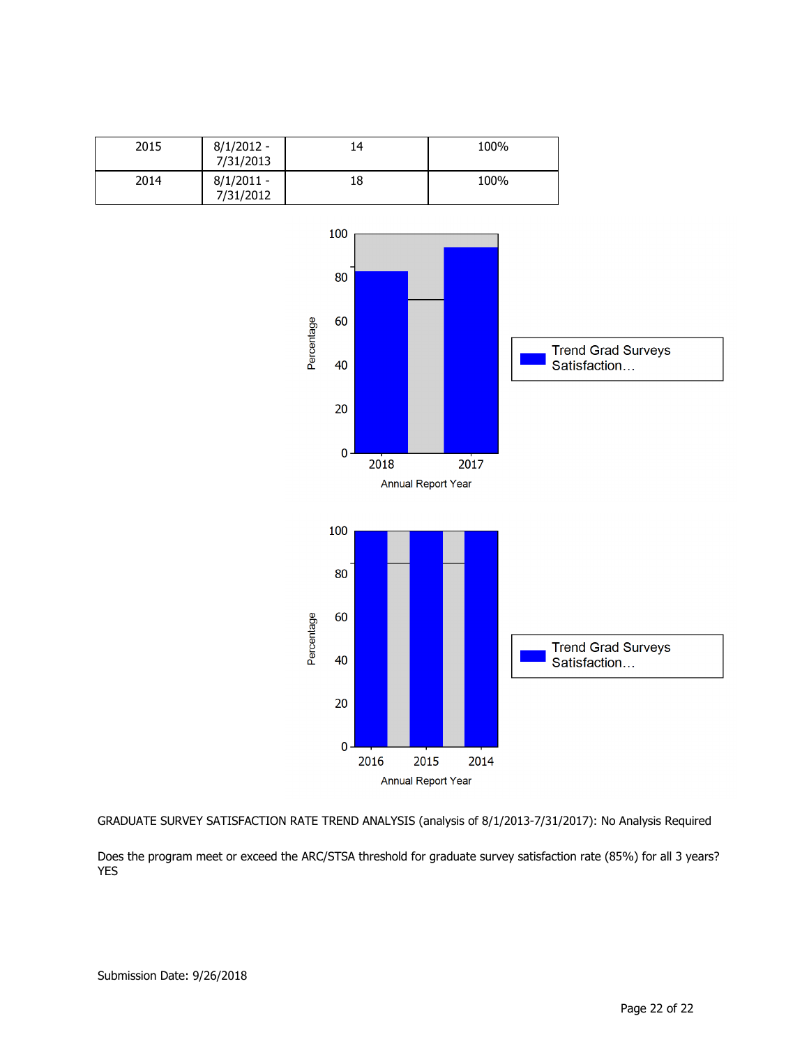| | | | |
|---|---|---|---|
| 2015 | 8/1/2012 - 7/31/2013 | 14 | 100% |
| 2014 | 8/1/2011 - 7/31/2012 | 18 | 100% |

100
80
60
40
20
0
Percentage
2018
2017
Annual Report Year
Trend Grad Surveys Satisfaction…

100
80
60
40
20
0
Percentage
2016
2015
2014
Annual Report Year
Trend Grad Surveys Satisfaction…

GRADUATE SURVEY SATISFACTION RATE TREND ANALYSIS (analysis of 8/1/2013-7/31/2017): No Analysis Required

Does the program meet or exceed the ARC/STSA threshold for graduate survey satisfaction rate (85%) for all 3 years?
YES

Submission Date: 9/26/2018